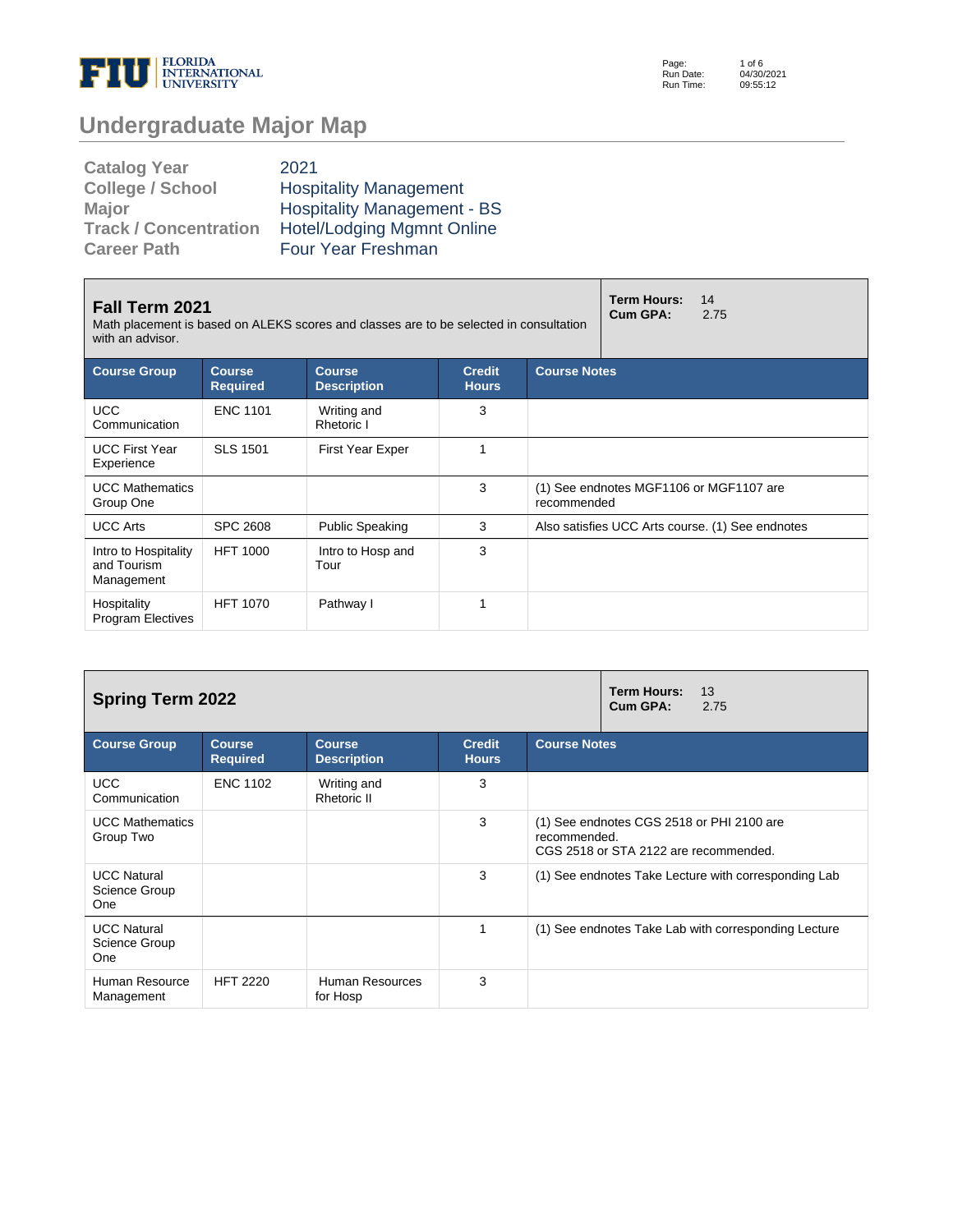# Undergraduate Major Map

| | |
|---|---|
| **Catalog Year** | 2021 |
| **College / School** | Hospitality Management |
| **Major** | Hospitality Management - BS |
| **Track / Concentration** | Hotel/Lodging Mgmnt Online |
| **Career Path** | Four Year Freshman |

## Fall Term 2021

Math placement is based on ALEKS scores and classes are to be selected in consultation with an advisor.

**Term Hours:** 14
**Cum GPA:** 2.75

| Course Group | Course Required | Course Description | Credit Hours | Course Notes |
|---|---|---|---|---|
| UCC Communication | ENC 1101 | Writing and Rhetoric I | 3 | |
| UCC First Year Experience | SLS 1501 | First Year Exper | 1 | |
| UCC Mathematics Group One | | | 3 | (1) See endnotes MGF1106 or MGF1107 are recommended |
| UCC Arts | SPC 2608 | Public Speaking | 3 | Also satisfies UCC Arts course. (1) See endnotes |
| Intro to Hospitality and Tourism Management | HFT 1000 | Intro to Hosp and Tour | 3 | |
| Hospitality Program Electives | HFT 1070 | Pathway I | 1 | |

## Spring Term 2022

**Term Hours:** 13
**Cum GPA:** 2.75

| Course Group | Course Required | Course Description | Credit Hours | Course Notes |
|---|---|---|---|---|
| UCC Communication | ENC 1102 | Writing and Rhetoric II | 3 | |
| UCC Mathematics Group Two | | | 3 | (1) See endnotes CGS 2518 or PHI 2100 are recommended. CGS 2518 or STA 2122 are recommended. |
| UCC Natural Science Group One | | | 3 | (1) See endnotes Take Lecture with corresponding Lab |
| UCC Natural Science Group One | | | 1 | (1) See endnotes Take Lab with corresponding Lecture |
| Human Resource Management | HFT 2220 | Human Resources for Hosp | 3 | |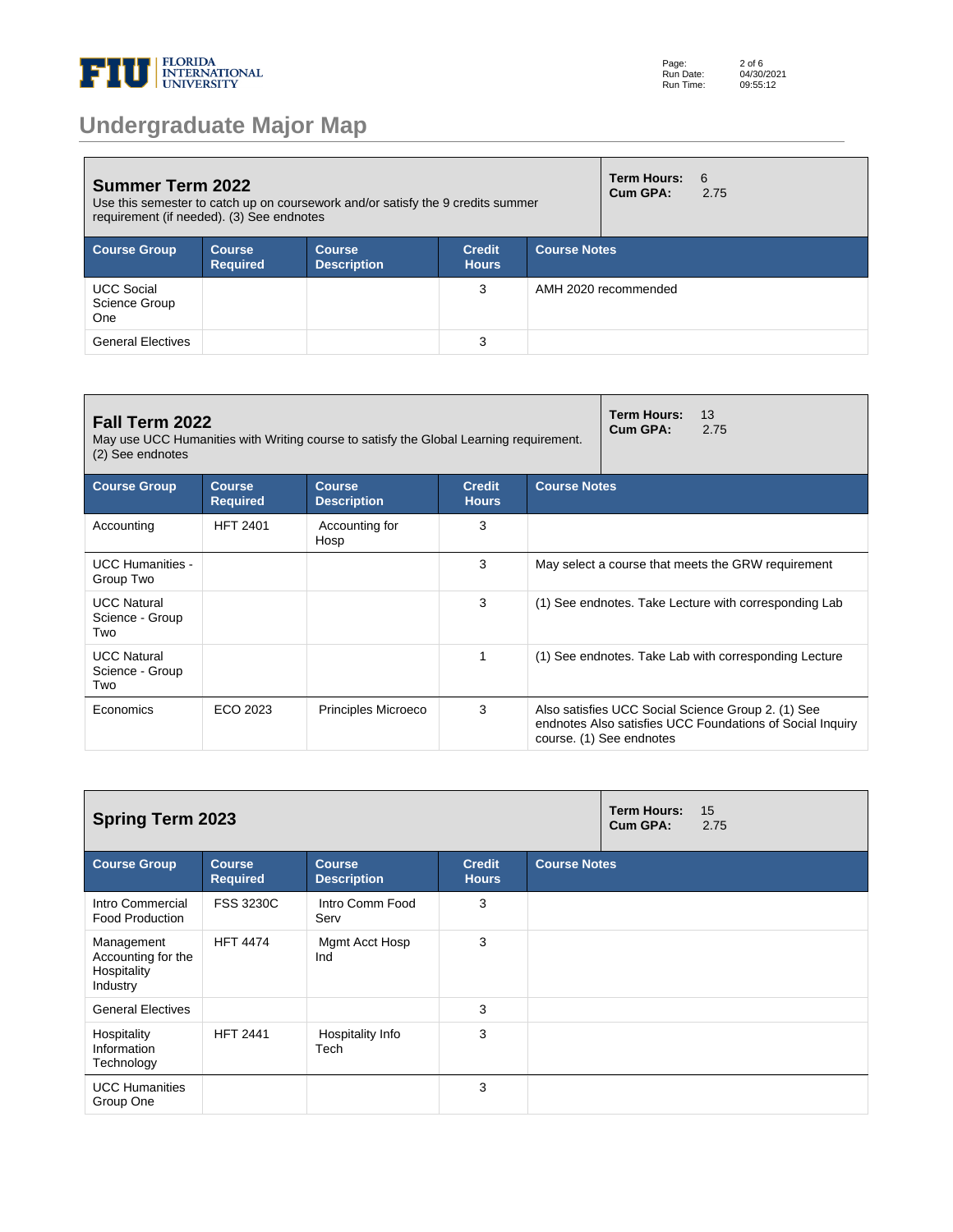# Undergraduate Major Map

## Summer Term 2022

Use this semester to catch up on coursework and/or satisfy the 9 credits summer requirement (if needed). (3) See endnotes

**Term Hours:** 6
**Cum GPA:** 2.75

| Course Group | Course Required | Course Description | Credit Hours | Course Notes |
|---|---|---|---|---|
| UCC Social Science Group One | | | 3 | AMH 2020 recommended |
| General Electives | | | 3 | |

## Fall Term 2022

May use UCC Humanities with Writing course to satisfy the Global Learning requirement. (2) See endnotes

**Term Hours:** 13
**Cum GPA:** 2.75

| Course Group | Course Required | Course Description | Credit Hours | Course Notes |
|---|---|---|---|---|
| Accounting | HFT 2401 | Accounting for Hosp | 3 | |
| UCC Humanities - Group Two | | | 3 | May select a course that meets the GRW requirement |
| UCC Natural Science - Group Two | | | 3 | (1) See endnotes. Take Lecture with corresponding Lab |
| UCC Natural Science - Group Two | | | 1 | (1) See endnotes. Take Lab with corresponding Lecture |
| Economics | ECO 2023 | Principles Microeco | 3 | Also satisfies UCC Social Science Group 2. (1) See endnotes Also satisfies UCC Foundations of Social Inquiry course. (1) See endnotes |

## Spring Term 2023

**Term Hours:** 15
**Cum GPA:** 2.75

| Course Group | Course Required | Course Description | Credit Hours | Course Notes |
|---|---|---|---|---|
| Intro Commercial Food Production | FSS 3230C | Intro Comm Food Serv | 3 | |
| Management Accounting for the Hospitality Industry | HFT 4474 | Mgmt Acct Hosp Ind | 3 | |
| General Electives | | | 3 | |
| Hospitality Information Technology | HFT 2441 | Hospitality Info Tech | 3 | |
| UCC Humanities Group One | | | 3 | |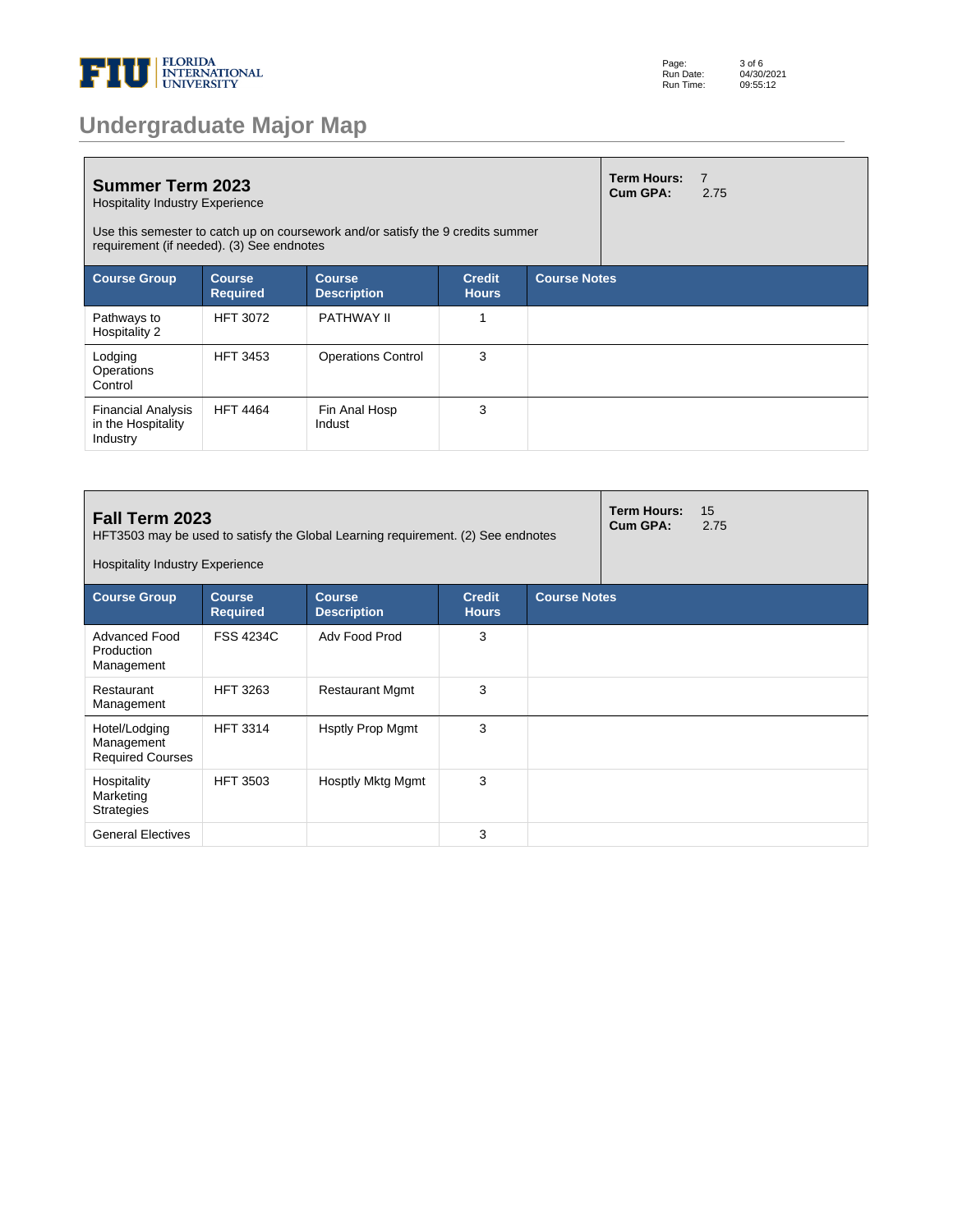# Undergraduate Major Map

## Summer Term 2023

Hospitality Industry Experience

Use this semester to catch up on coursework and/or satisfy the 9 credits summer requirement (if needed). (3) See endnotes

**Term Hours:** 7
**Cum GPA:** 2.75

| Course Group | Course Required | Course Description | Credit Hours | Course Notes |
|---|---|---|---|---|
| Pathways to Hospitality 2 | HFT 3072 | PATHWAY II | 1 | |
| Lodging Operations Control | HFT 3453 | Operations Control | 3 | |
| Financial Analysis in the Hospitality Industry | HFT 4464 | Fin Anal Hosp Indust | 3 | |

## Fall Term 2023

HFT3503 may be used to satisfy the Global Learning requirement. (2) See endnotes

Hospitality Industry Experience

**Term Hours:** 15
**Cum GPA:** 2.75

| Course Group | Course Required | Course Description | Credit Hours | Course Notes |
|---|---|---|---|---|
| Advanced Food Production Management | FSS 4234C | Adv Food Prod | 3 | |
| Restaurant Management | HFT 3263 | Restaurant Mgmt | 3 | |
| Hotel/Lodging Management Required Courses | HFT 3314 | Hsptly Prop Mgmt | 3 | |
| Hospitality Marketing Strategies | HFT 3503 | Hosptly Mktg Mgmt | 3 | |
| General Electives | | | 3 | |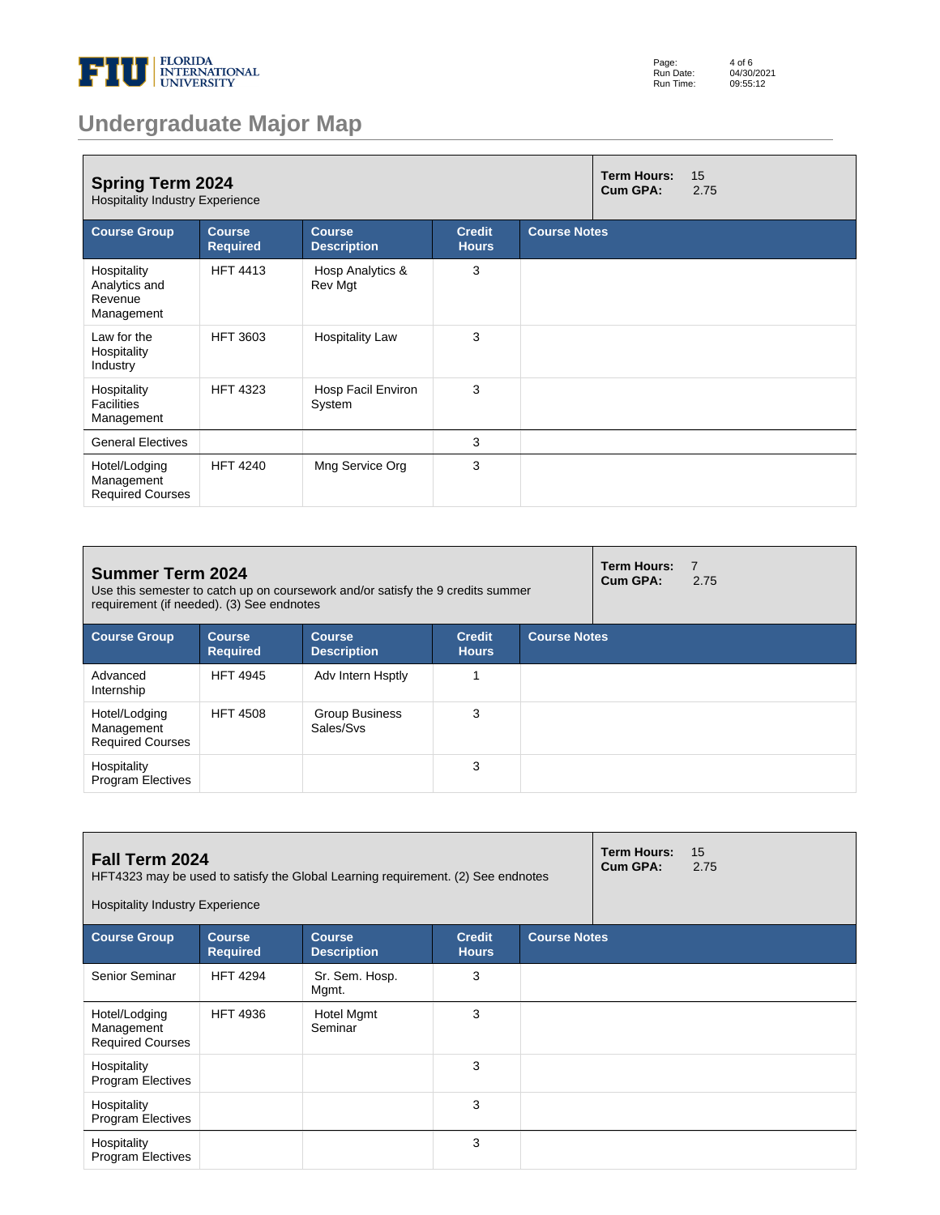# Undergraduate Major Map

## Spring Term 2024

Hospitality Industry Experience

**Term Hours:** 15
**Cum GPA:** 2.75

| Course Group | Course Required | Course Description | Credit Hours | Course Notes |
|---|---|---|---|---|
| Hospitality Analytics and Revenue Management | HFT 4413 | Hosp Analytics & Rev Mgt | 3 | |
| Law for the Hospitality Industry | HFT 3603 | Hospitality Law | 3 | |
| Hospitality Facilities Management | HFT 4323 | Hosp Facil Environ System | 3 | |
| General Electives | | | 3 | |
| Hotel/Lodging Management Required Courses | HFT 4240 | Mng Service Org | 3 | |

## Summer Term 2024

Use this semester to catch up on coursework and/or satisfy the 9 credits summer requirement (if needed). (3) See endnotes

**Term Hours:** 7
**Cum GPA:** 2.75

| Course Group | Course Required | Course Description | Credit Hours | Course Notes |
|---|---|---|---|---|
| Advanced Internship | HFT 4945 | Adv Intern Hsptly | 1 | |
| Hotel/Lodging Management Required Courses | HFT 4508 | Group Business Sales/Svs | 3 | |
| Hospitality Program Electives | | | 3 | |

## Fall Term 2024

HFT4323 may be used to satisfy the Global Learning requirement. (2) See endnotes

Hospitality Industry Experience

**Term Hours:** 15
**Cum GPA:** 2.75

| Course Group | Course Required | Course Description | Credit Hours | Course Notes |
|---|---|---|---|---|
| Senior Seminar | HFT 4294 | Sr. Sem. Hosp. Mgmt. | 3 | |
| Hotel/Lodging Management Required Courses | HFT 4936 | Hotel Mgmt Seminar | 3 | |
| Hospitality Program Electives | | | 3 | |
| Hospitality Program Electives | | | 3 | |
| Hospitality Program Electives | | | 3 | |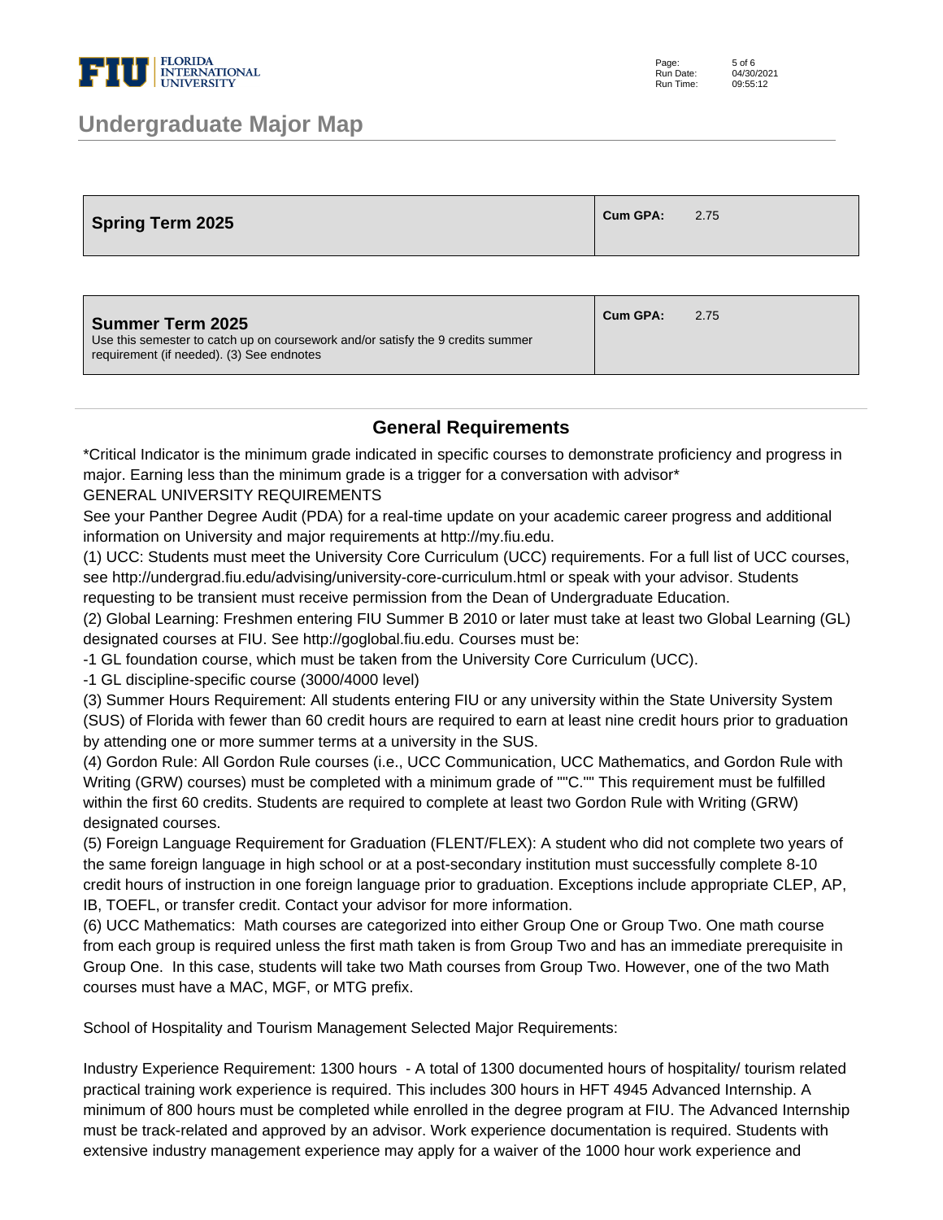| Spring Term 2025 | Cum GPA: 2.75 |
|---|---|

| Summer Term 2025<br>Use this semester to catch up on coursework and/or satisfy the 9 credits summer requirement (if needed). (3) See endnotes | Cum GPA: 2.75 |
|---|---|

## General Requirements

*Critical Indicator is the minimum grade indicated in specific courses to demonstrate proficiency and progress in major. Earning less than the minimum grade is a trigger for a conversation with advisor*

GENERAL UNIVERSITY REQUIREMENTS

See your Panther Degree Audit (PDA) for a real-time update on your academic career progress and additional information on University and major requirements at http://my.fiu.edu.

(1) UCC: Students must meet the University Core Curriculum (UCC) requirements. For a full list of UCC courses, see http://undergrad.fiu.edu/advising/university-core-curriculum.html or speak with your advisor. Students requesting to be transient must receive permission from the Dean of Undergraduate Education.

(2) Global Learning: Freshmen entering FIU Summer B 2010 or later must take at least two Global Learning (GL) designated courses at FIU. See http://goglobal.fiu.edu. Courses must be:

-1 GL foundation course, which must be taken from the University Core Curriculum (UCC).

-1 GL discipline-specific course (3000/4000 level)

(3) Summer Hours Requirement: All students entering FIU or any university within the State University System (SUS) of Florida with fewer than 60 credit hours are required to earn at least nine credit hours prior to graduation by attending one or more summer terms at a university in the SUS.

(4) Gordon Rule: All Gordon Rule courses (i.e., UCC Communication, UCC Mathematics, and Gordon Rule with Writing (GRW) courses) must be completed with a minimum grade of ""C."" This requirement must be fulfilled within the first 60 credits. Students are required to complete at least two Gordon Rule with Writing (GRW) designated courses.

(5) Foreign Language Requirement for Graduation (FLENT/FLEX): A student who did not complete two years of the same foreign language in high school or at a post-secondary institution must successfully complete 8-10 credit hours of instruction in one foreign language prior to graduation. Exceptions include appropriate CLEP, AP, IB, TOEFL, or transfer credit. Contact your advisor for more information.

(6) UCC Mathematics: Math courses are categorized into either Group One or Group Two. One math course from each group is required unless the first math taken is from Group Two and has an immediate prerequisite in Group One. In this case, students will take two Math courses from Group Two. However, one of the two Math courses must have a MAC, MGF, or MTG prefix.

School of Hospitality and Tourism Management Selected Major Requirements:

Industry Experience Requirement: 1300 hours - A total of 1300 documented hours of hospitality/ tourism related practical training work experience is required. This includes 300 hours in HFT 4945 Advanced Internship. A minimum of 800 hours must be completed while enrolled in the degree program at FIU. The Advanced Internship must be track-related and approved by an advisor. Work experience documentation is required. Students with extensive industry management experience may apply for a waiver of the 1000 hour work experience and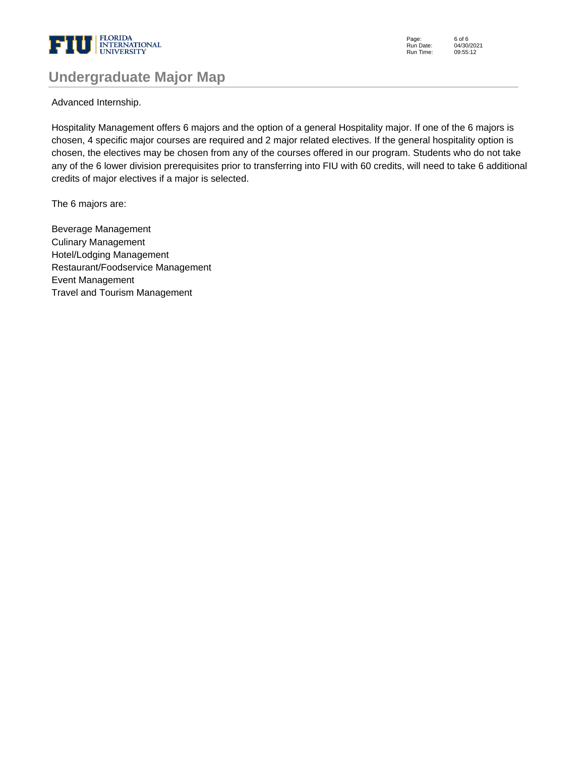# Undergraduate Major Map

Advanced Internship.

Hospitality Management offers 6 majors and the option of a general Hospitality major. If one of the 6 majors is chosen, 4 specific major courses are required and 2 major related electives. If the general hospitality option is chosen, the electives may be chosen from any of the courses offered in our program. Students who do not take any of the 6 lower division prerequisites prior to transferring into FIU with 60 credits, will need to take 6 additional credits of major electives if a major is selected.

The 6 majors are:

Beverage Management
Culinary Management
Hotel/Lodging Management
Restaurant/Foodservice Management
Event Management
Travel and Tourism Management